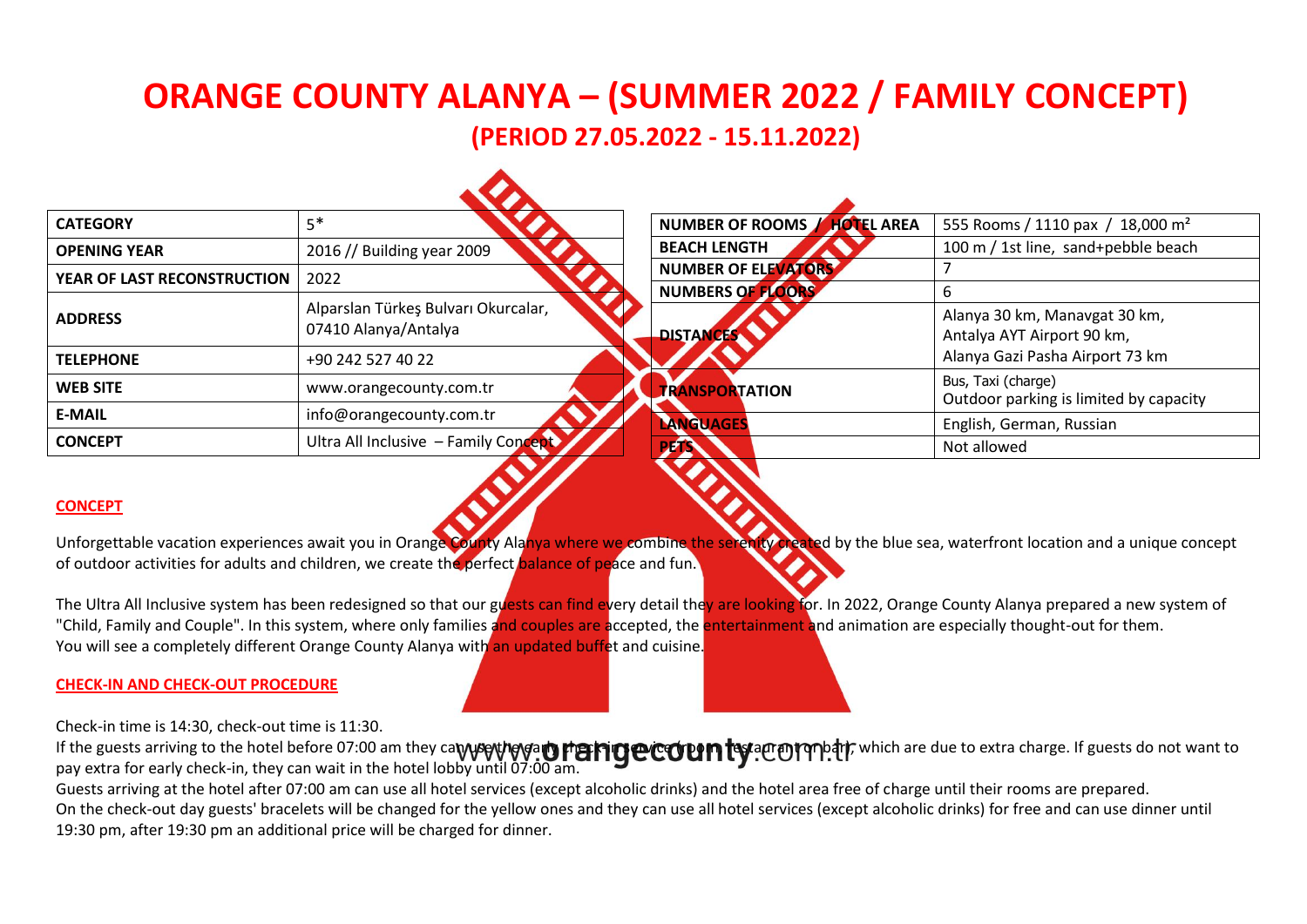# ORANGE COUNTY ALANYA – (SUMMER 2022 / FAMILY CONCEPT)

## (PERIOD 27.05.2022 - 15.11.2022)

| | |
|---|---|
| **CATEGORY** | 5* |
| **OPENING YEAR** | 2016 // Building year 2009 |
| **YEAR OF LAST RECONSTRUCTION** | 2022 |
| **ADDRESS** | Alparslan Türkeş Bulvarı Okurcalar, 07410 Alanya/Antalya |
| **TELEPHONE** | +90 242 527 40 22 |
| **WEB SITE** | www.orangecounty.com.tr |
| **E-MAIL** | info@orangecounty.com.tr |
| **CONCEPT** | Ultra All Inclusive – Family Concept |

| | |
|---|---|
| **NUMBER OF ROOMS / HOTEL AREA** | 555 Rooms / 1110 pax / 18,000 m² |
| **BEACH LENGTH** | 100 m / 1st line, sand+pebble beach |
| **NUMBER OF ELEVATORS** | 7 |
| **NUMBERS OF FLOORS** | 6 |
| **DISTANCES** | Alanya 30 km, Manavgat 30 km, Antalya AYT Airport 90 km, Alanya Gazi Pasha Airport 73 km |
| **TRANSPORTATION** | Bus, Taxi (charge) Outdoor parking is limited by capacity |
| **LANGUAGES** | English, German, Russian |
| **PETS** | Not allowed |

### CONCEPT

Unforgettable vacation experiences await you in Orange County Alanya where we combine the serenity created by the blue sea, waterfront location and a unique concept of outdoor activities for adults and children, we create the perfect balance of peace and fun.

The Ultra All Inclusive system has been redesigned so that our guests can find every detail they are looking for. In 2022, Orange County Alanya prepared a new system of "Child, Family and Couple". In this system, where only families and couples are accepted, the entertainment and animation are especially thought-out for them.
You will see a completely different Orange County Alanya with an updated buffet and cuisine.

### CHECK-IN AND CHECK-OUT PROCEDURE

Check-in time is 14:30, check-out time is 11:30.
If the guests arriving to the hotel before 07:00 am they can use the early check-in service (room, restaurant or bar), which are due to extra charge. If guests do not want to pay extra for early check-in, they can wait in the hotel lobby until 07:00 am.
Guests arriving at the hotel after 07:00 am can use all hotel services (except alcoholic drinks) and the hotel area free of charge until their rooms are prepared.
On the check-out day guests' bracelets will be changed for the yellow ones and they can use all hotel services (except alcoholic drinks) for free and can use dinner until 19:30 pm, after 19:30 pm an additional price will be charged for dinner.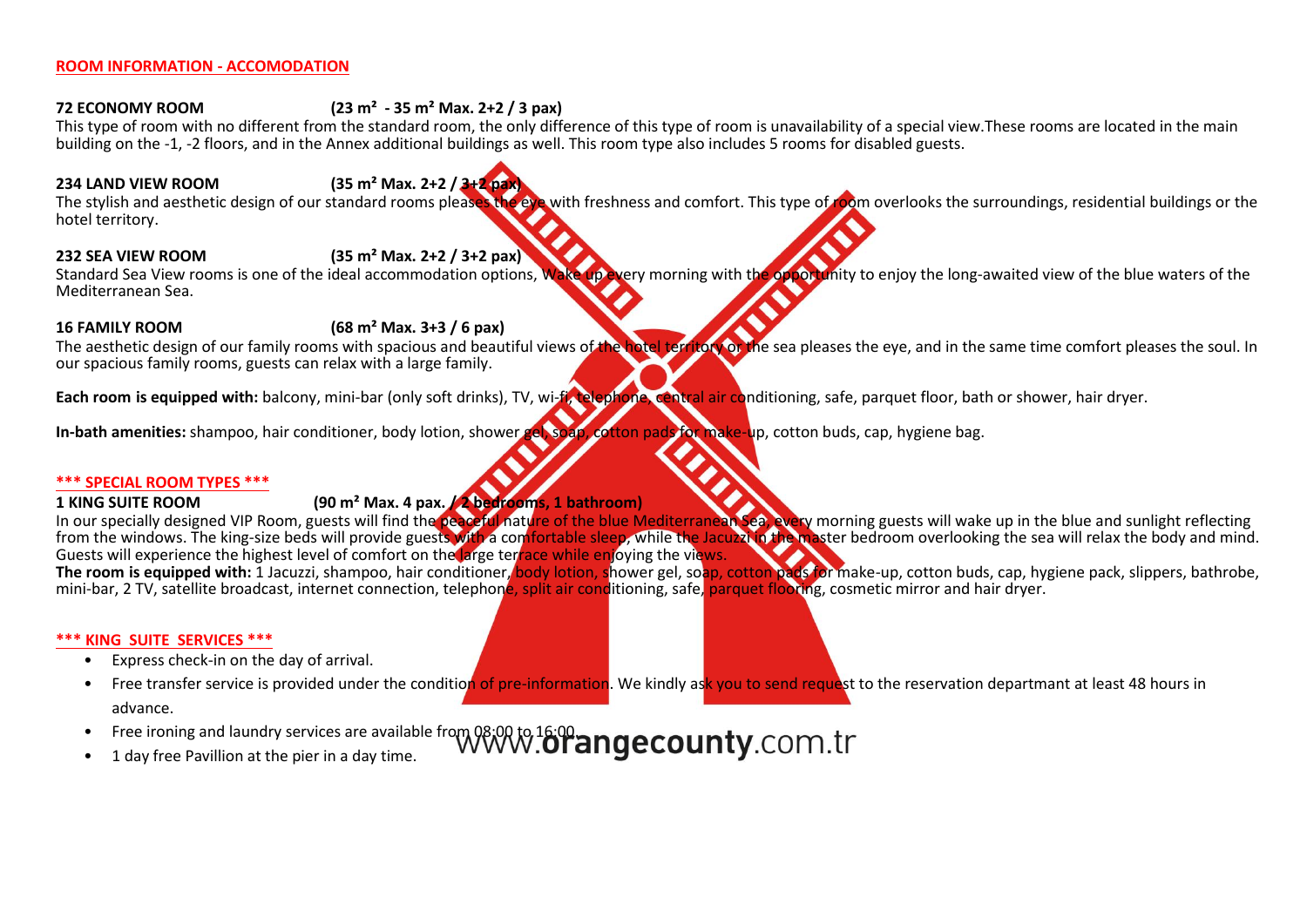## ROOM INFORMATION - ACCOMODATION

**72 ECONOMY ROOM (23 m² - 35 m² Max. 2+2 / 3 pax)**

This type of room with no different from the standard room, the only difference of this type of room is unavailability of a special view.These rooms are located in the main building on the -1, -2 floors, and in the Annex additional buildings as well. This room type also includes 5 rooms for disabled guests.

**234 LAND VIEW ROOM (35 m² Max. 2+2 / 3+2 pax)**

The stylish and aesthetic design of our standard rooms pleases the eye with freshness and comfort. This type of room overlooks the surroundings, residential buildings or the hotel territory.

**232 SEA VIEW ROOM (35 m² Max. 2+2 / 3+2 pax)**

Standard Sea View rooms is one of the ideal accommodation options, Wake up every morning with the opportunity to enjoy the long-awaited view of the blue waters of the Mediterranean Sea.

**16 FAMILY ROOM (68 m² Max. 3+3 / 6 pax)**

The aesthetic design of our family rooms with spacious and beautiful views of the hotel territory or the sea pleases the eye, and in the same time comfort pleases the soul. In our spacious family rooms, guests can relax with a large family.

**Each room is equipped with:** balcony, mini-bar (only soft drinks), TV, wi-fi, telephone, central air conditioning, safe, parquet floor, bath or shower, hair dryer.

**In-bath amenities:** shampoo, hair conditioner, body lotion, shower gel, soap, cotton pads for make-up, cotton buds, cap, hygiene bag.

### *** SPECIAL ROOM TYPES ***

**1 KING SUITE ROOM (90 m² Max. 4 pax. / 2 bedrooms, 1 bathroom)**

In our specially designed VIP Room, guests will find the peaceful nature of the blue Mediterranean Sea, every morning guests will wake up in the blue and sunlight reflecting from the windows. The king-size beds will provide guests with a comfortable sleep, while the Jacuzzi in the master bedroom overlooking the sea will relax the body and mind. Guests will experience the highest level of comfort on the large terrace while enjoying the views.

**The room is equipped with:** 1 Jacuzzi, shampoo, hair conditioner, body lotion, shower gel, soap, cotton pads for make-up, cotton buds, cap, hygiene pack, slippers, bathrobe, mini-bar, 2 TV, satellite broadcast, internet connection, telephone, split air conditioning, safe, parquet flooring, cosmetic mirror and hair dryer.

### *** KING SUITE SERVICES ***

- Express check-in on the day of arrival.
- Free transfer service is provided under the condition of pre-information. We kindly ask you to send request to the reservation departmant at least 48 hours in advance.
- Free ironing and laundry services are available from 08:00 to 16:00.
- 1 day free Pavillion at the pier in a day time.

www.orangecounty.com.tr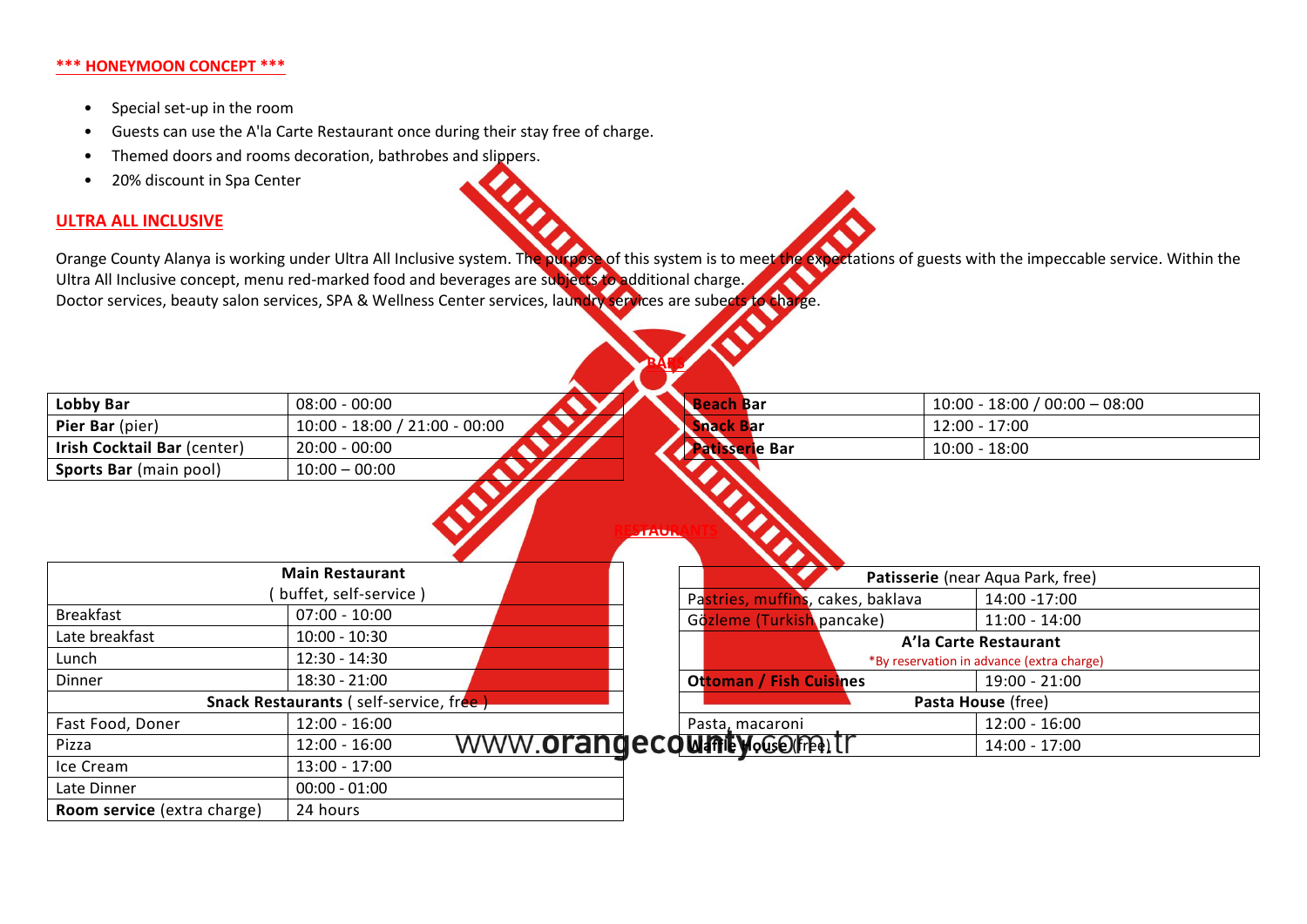**\*\*\* HONEYMOON CONCEPT \*\*\***

- Special set-up in the room
- Guests can use the A'la Carte Restaurant once during their stay free of charge.
- Themed doors and rooms decoration, bathrobes and slippers.
- 20% discount in Spa Center

**ULTRA ALL INCLUSIVE**

Orange County Alanya is working under Ultra All Inclusive system. The purpose of this system is to meet the expectations of guests with the impeccable service. Within the Ultra All Inclusive concept, menu red-marked food and beverages are subjects to additional charge.
Doctor services, beauty salon services, SPA & Wellness Center services, laundry services are subects to charge.

**BARS**

| Bar | Hours |
|---|---|
| **Lobby Bar** | 08:00 - 00:00 |
| **Pier Bar** (pier) | 10:00 - 18:00 / 21:00 - 00:00 |
| **Irish Cocktail Bar** (center) | 20:00 - 00:00 |
| **Sports Bar** (main pool) | 10:00 – 00:00 |
| **Beach Bar** | 10:00 - 18:00 / 00:00 – 08:00 |
| **Snack Bar** | 12:00 - 17:00 |
| **Patisserie Bar** | 10:00 - 18:00 |

**RESTAURANTS**

| **Main Restaurant** ( buffet, self-service ) | |
|---|---|
| Breakfast | 07:00 - 10:00 |
| Late breakfast | 10:00 - 10:30 |
| Lunch | 12:30 - 14:30 |
| Dinner | 18:30 - 21:00 |
| **Snack Restaurants** ( self-service, free ) | |
| Fast Food, Doner | 12:00 - 16:00 |
| Pizza | 12:00 - 16:00 |
| Ice Cream | 13:00 - 17:00 |
| Late Dinner | 00:00 - 01:00 |
| **Room service** (extra charge) | 24 hours |

| **Patisserie** (near Aqua Park, free) | |
|---|---|
| Pastries, muffins, cakes, baklava | 14:00 -17:00 |
| Gözleme (Turkish pancake) | 11:00 - 14:00 |
| **A'la Carte Restaurant** *By reservation in advance (extra charge) | |
| **Ottoman / Fish Cuisines** | 19:00 - 21:00 |
| **Pasta House** (free) | |
| Pasta, macaroni | 12:00 - 16:00 |
| **Waffle House** (free) | 14:00 - 17:00 |

www.orangecounty.com.tr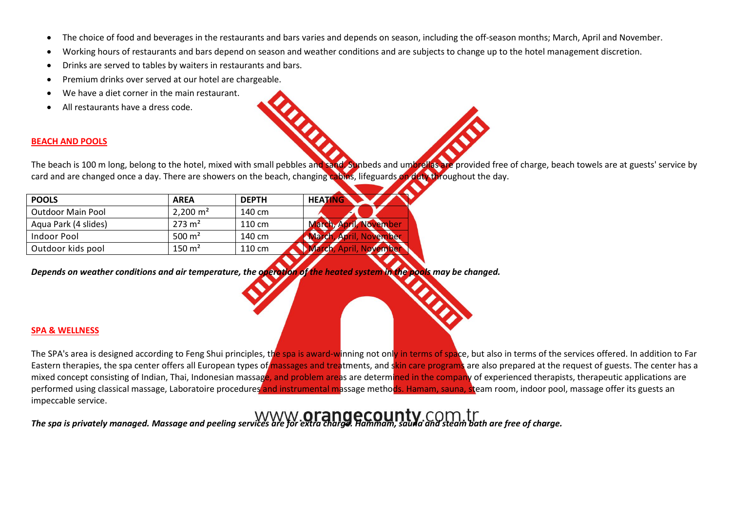- The choice of food and beverages in the restaurants and bars varies and depends on season, including the off-season months; March, April and November.
- Working hours of restaurants and bars depend on season and weather conditions and are subjects to change up to the hotel management discretion.
- Drinks are served to tables by waiters in restaurants and bars.
- Premium drinks over served at our hotel are chargeable.
- We have a diet corner in the main restaurant.
- All restaurants have a dress code.

## BEACH AND POOLS

The beach is 100 m long, belong to the hotel, mixed with small pebbles and sand. Sunbeds and umbrellas are provided free of charge, beach towels are at guests' service by card and are changed once a day. There are showers on the beach, changing cabins, lifeguards on duty throughout the day.

| POOLS | AREA | DEPTH | HEATING |
| --- | --- | --- | --- |
| Outdoor Main Pool | 2,200 m² | 140 cm | - |
| Aqua Park (4 slides) | 273 m² | 110 cm | March, April, November |
| Indoor Pool | 500 m² | 140 cm | March, April, November |
| Outdoor kids pool | 150 m² | 110 cm | March, April, November |

***Depends on weather conditions and air temperature, the operation of the heated system in the pools may be changed.***

## SPA & WELLNESS

The SPA's area is designed according to Feng Shui principles, the spa is award-winning not only in terms of space, but also in terms of the services offered. In addition to Far Eastern therapies, the spa center offers all European types of massages and treatments, and skin care programs are also prepared at the request of guests. The center has a mixed concept consisting of Indian, Thai, Indonesian massage, and problem areas are determined in the company of experienced therapists, therapeutic applications are performed using classical massage, Laboratoire procedures and instrumental massage methods. Hamam, sauna, steam room, indoor pool, massage offer its guests an impeccable service.

***The spa is privately managed. Massage and peeling services are for extra charge. Hammam, sauna and steam bath are free of charge.***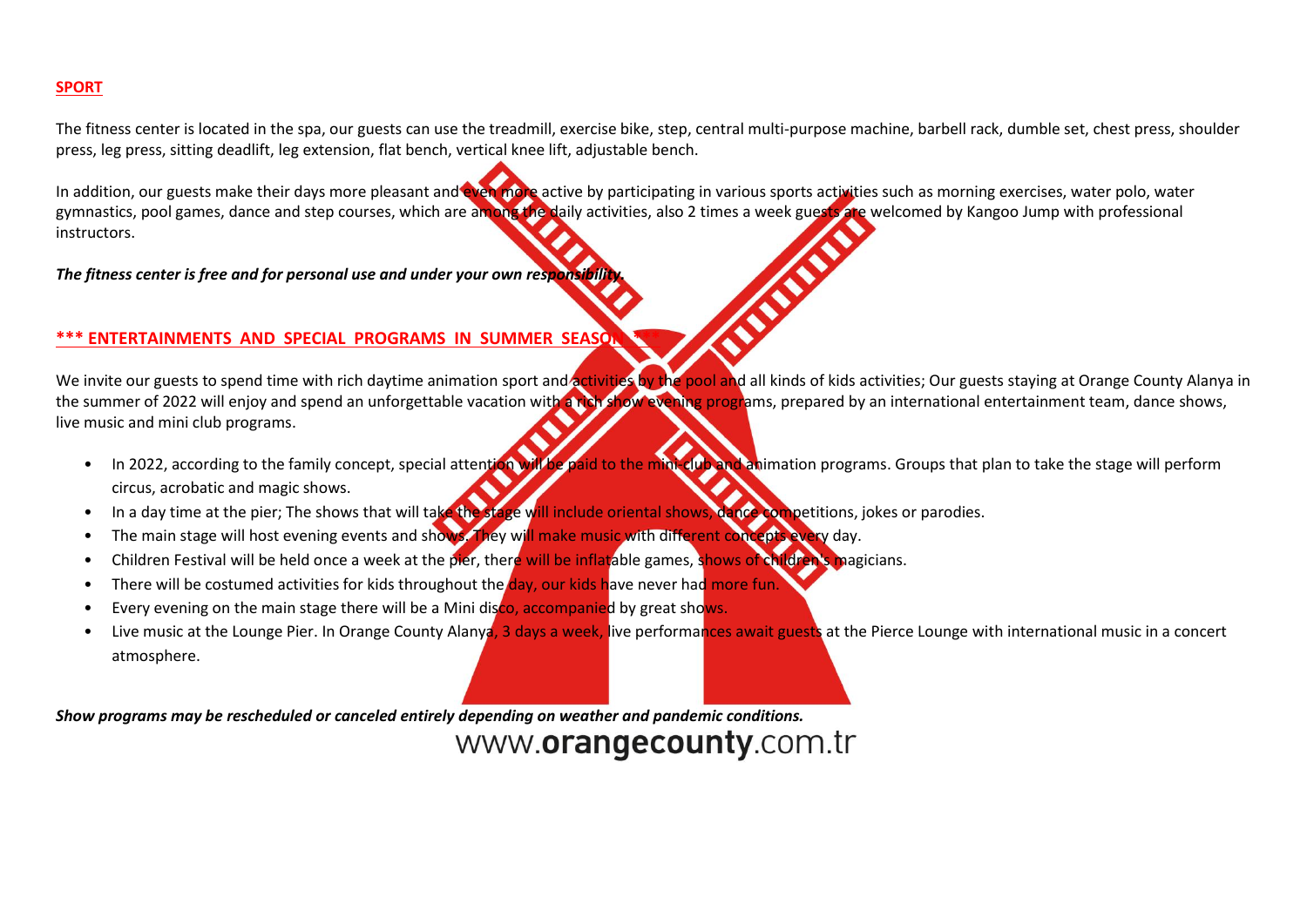## SPORT

The fitness center is located in the spa, our guests can use the treadmill, exercise bike, step, central multi-purpose machine, barbell rack, dumble set, chest press, shoulder press, leg press, sitting deadlift, leg extension, flat bench, vertical knee lift, adjustable bench.

In addition, our guests make their days more pleasant and even more active by participating in various sports activities such as morning exercises, water polo, water gymnastics, pool games, dance and step courses, which are among the daily activities, also 2 times a week guests are welcomed by Kangoo Jump with professional instructors.

***The fitness center is free and for personal use and under your own responsibility.***

## *** ENTERTAINMENTS AND SPECIAL PROGRAMS IN SUMMER SEASON ***

We invite our guests to spend time with rich daytime animation sport and activities by the pool and all kinds of kids activities; Our guests staying at Orange County Alanya in the summer of 2022 will enjoy and spend an unforgettable vacation with a rich show evening programs, prepared by an international entertainment team, dance shows, live music and mini club programs.

- In 2022, according to the family concept, special attention will be paid to the mini-club and animation programs. Groups that plan to take the stage will perform circus, acrobatic and magic shows.
- In a day time at the pier; The shows that will take the stage will include oriental shows, dance competitions, jokes or parodies.
- The main stage will host evening events and shows. They will make music with different concepts every day.
- Children Festival will be held once a week at the pier, there will be inflatable games, shows of children's magicians.
- There will be costumed activities for kids throughout the day, our kids have never had more fun.
- Every evening on the main stage there will be a Mini disco, accompanied by great shows.
- Live music at the Lounge Pier. In Orange County Alanya, 3 days a week, live performances await guests at the Pierce Lounge with international music in a concert atmosphere.

***Show programs may be rescheduled or canceled entirely depending on weather and pandemic conditions.***

www.**orangecounty**.com.tr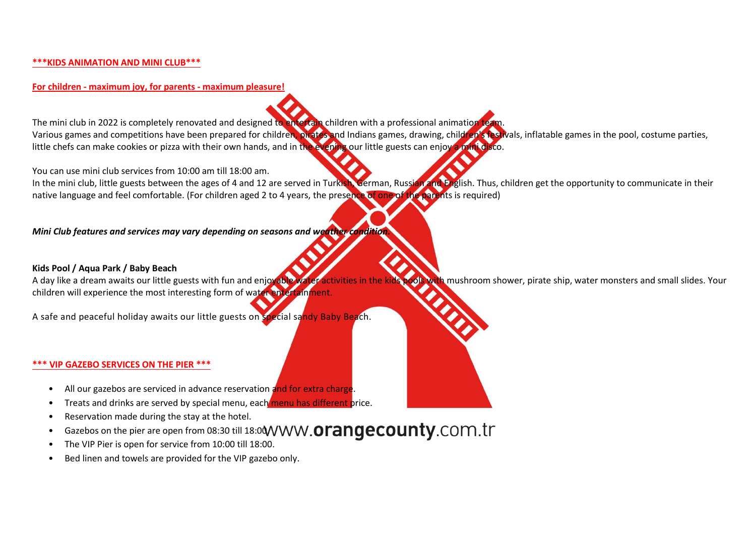**\*\*\*KIDS ANIMATION AND MINI CLUB\*\*\***

**For children - maximum joy, for parents - maximum pleasure!**

The mini club in 2022 is completely renovated and designed to entertain children with a professional animation team.
Various games and competitions have been prepared for children, pirates and Indians games, drawing, children's festivals, inflatable games in the pool, costume parties, little chefs can make cookies or pizza with their own hands, and in the evening our little guests can enjoy a mini disco.

You can use mini club services from 10:00 am till 18:00 am.
In the mini club, little guests between the ages of 4 and 12 are served in Turkish, German, Russian and English. Thus, children get the opportunity to communicate in their native language and feel comfortable. (For children aged 2 to 4 years, the presence of one of the parents is required)

***Mini Club features and services may vary depending on seasons and weather condition.***

**Kids Pool / Aqua Park / Baby Beach**
A day like a dream awaits our little guests with fun and enjoyable water activities in the kids pools with mushroom shower, pirate ship, water monsters and small slides. Your children will experience the most interesting form of water entertainment.

A safe and peaceful holiday awaits our little guests on special sandy Baby Beach.

**\*\*\* VIP GAZEBO SERVICES ON THE PIER \*\*\***

- All our gazebos are serviced in advance reservation and for extra charge.
- Treats and drinks are served by special menu, each menu has different price.
- Reservation made during the stay at the hotel.
- Gazebos on the pier are open from 08:30 till 18:00
- The VIP Pier is open for service from 10:00 till 18:00.
- Bed linen and towels are provided for the VIP gazebo only.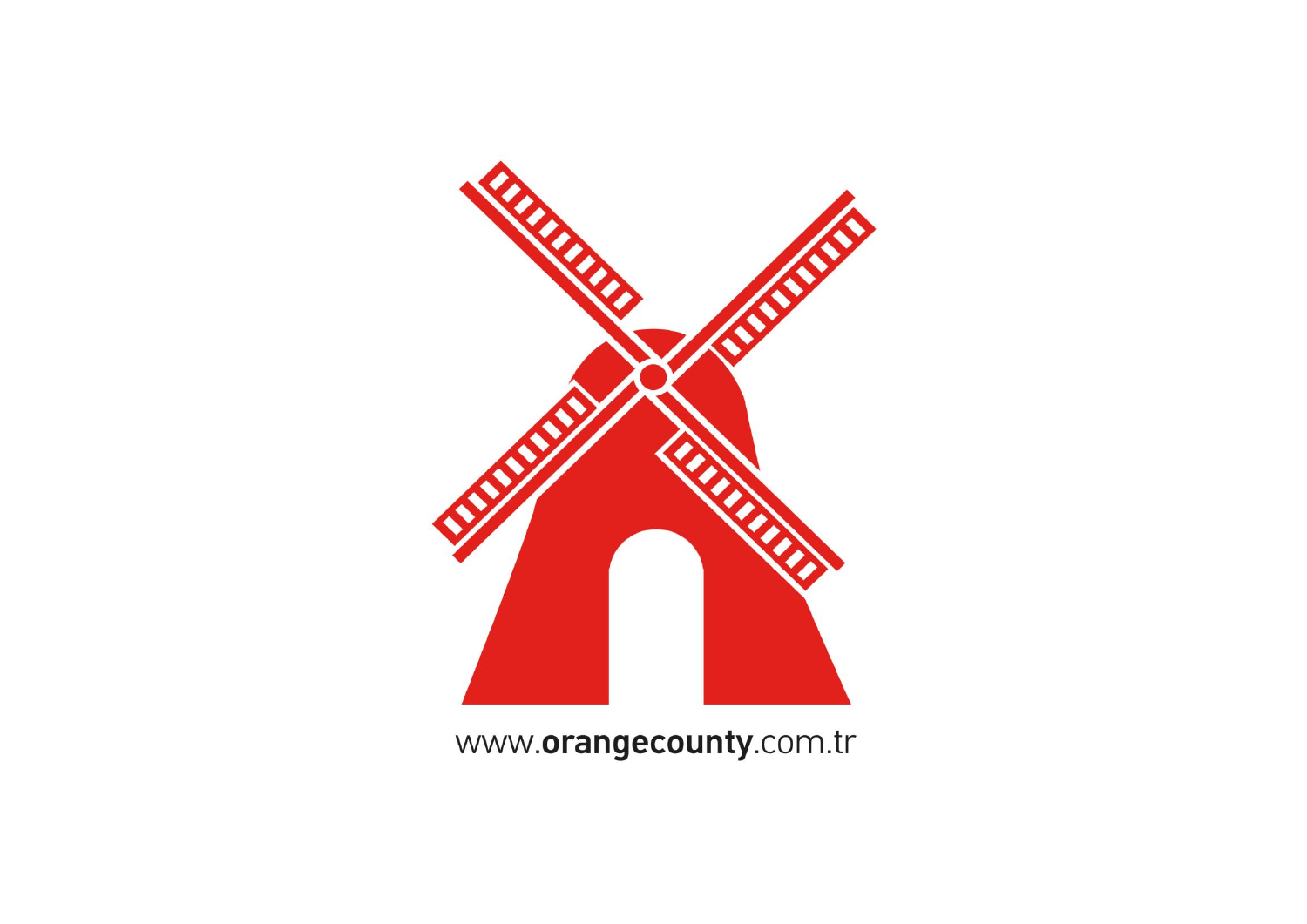www.**orangecounty**.com.tr